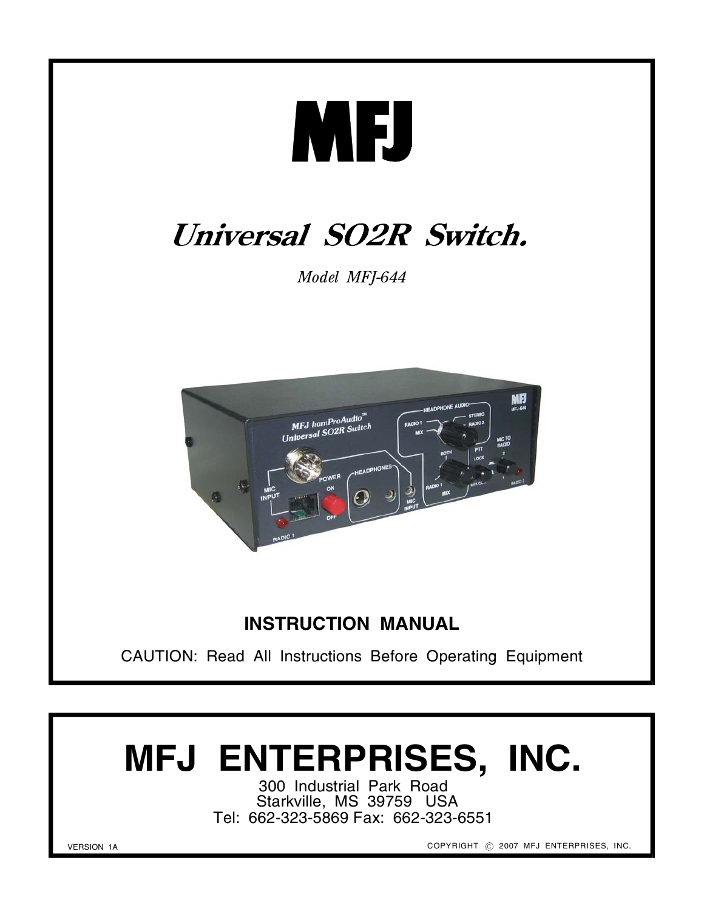# MFJ

## *Universal SO2R Switch.*

*Model MFJ-644*

**INSTRUCTION MANUAL**

CAUTION: Read All Instructions Before Operating Equipment

# MFJ ENTERPRISES, INC.

300 Industrial Park Road
Starkville, MS 39759 USA
Tel: 662-323-5869 Fax: 662-323-6551

VERSION 1A

COPYRIGHT © 2007 MFJ ENTERPRISES, INC.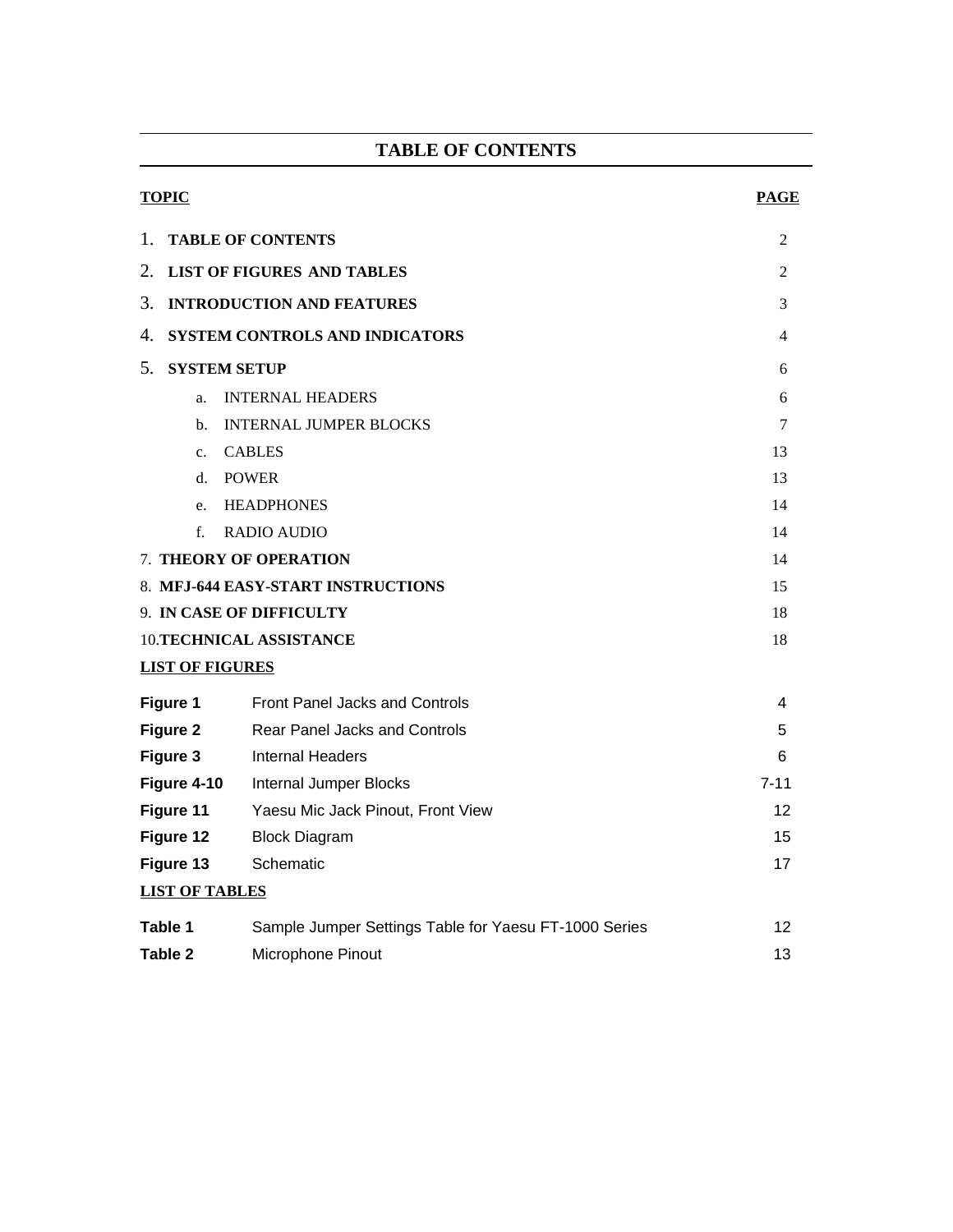# TABLE OF CONTENTS

| TOPIC | PAGE |
| --- | --- |
| 1. **TABLE OF CONTENTS** | 2 |
| 2. **LIST OF FIGURES AND TABLES** | 2 |
| 3. **INTRODUCTION AND FEATURES** | 3 |
| 4. **SYSTEM CONTROLS AND INDICATORS** | 4 |
| 5. **SYSTEM SETUP** | 6 |
| a. INTERNAL HEADERS | 6 |
| b. INTERNAL JUMPER BLOCKS | 7 |
| c. CABLES | 13 |
| d. POWER | 13 |
| e. HEADPHONES | 14 |
| f. RADIO AUDIO | 14 |
| 7. **THEORY OF OPERATION** | 14 |
| 8. **MFJ-644 EASY-START INSTRUCTIONS** | 15 |
| 9. **IN CASE OF DIFFICULTY** | 18 |
| 10. **TECHNICAL ASSISTANCE** | 18 |

## LIST OF FIGURES

| | | |
| --- | --- | --- |
| **Figure 1** | Front Panel Jacks and Controls | 4 |
| **Figure 2** | Rear Panel Jacks and Controls | 5 |
| **Figure 3** | Internal Headers | 6 |
| **Figure 4-10** | Internal Jumper Blocks | 7-11 |
| **Figure 11** | Yaesu Mic Jack Pinout, Front View | 12 |
| **Figure 12** | Block Diagram | 15 |
| **Figure 13** | Schematic | 17 |

## LIST OF TABLES

| | | |
| --- | --- | --- |
| **Table 1** | Sample Jumper Settings Table for Yaesu FT-1000 Series | 12 |
| **Table 2** | Microphone Pinout | 13 |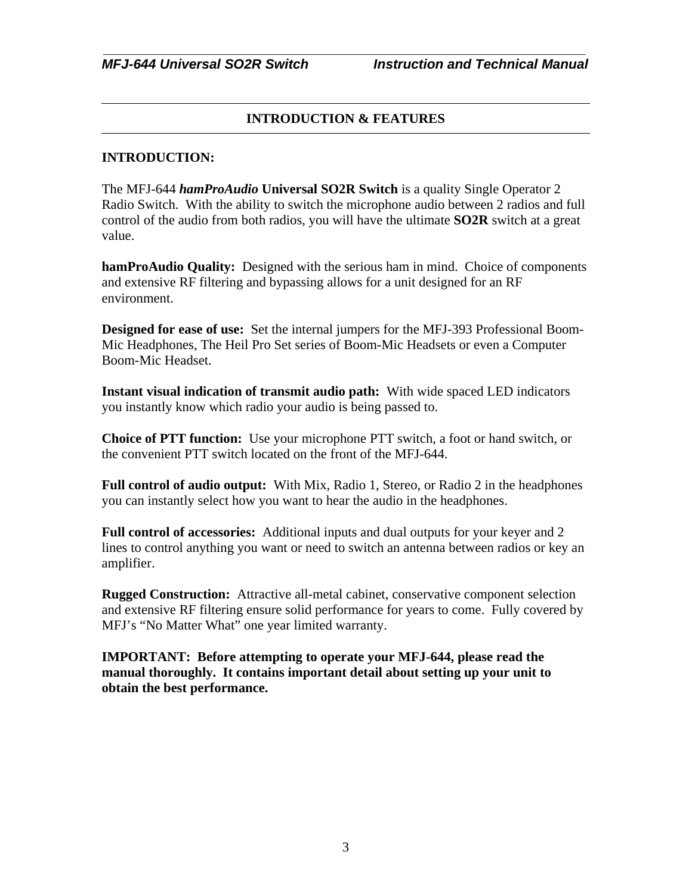## INTRODUCTION & FEATURES

### INTRODUCTION:

The MFJ-644 ***hamProAudio*** **Universal SO2R Switch** is a quality Single Operator 2 Radio Switch. With the ability to switch the microphone audio between 2 radios and full control of the audio from both radios, you will have the ultimate **SO2R** switch at a great value.

**hamProAudio Quality:** Designed with the serious ham in mind. Choice of components and extensive RF filtering and bypassing allows for a unit designed for an RF environment.

**Designed for ease of use:** Set the internal jumpers for the MFJ-393 Professional Boom-Mic Headphones, The Heil Pro Set series of Boom-Mic Headsets or even a Computer Boom-Mic Headset.

**Instant visual indication of transmit audio path:** With wide spaced LED indicators you instantly know which radio your audio is being passed to.

**Choice of PTT function:** Use your microphone PTT switch, a foot or hand switch, or the convenient PTT switch located on the front of the MFJ-644.

**Full control of audio output:** With Mix, Radio 1, Stereo, or Radio 2 in the headphones you can instantly select how you want to hear the audio in the headphones.

**Full control of accessories:** Additional inputs and dual outputs for your keyer and 2 lines to control anything you want or need to switch an antenna between radios or key an amplifier.

**Rugged Construction:** Attractive all-metal cabinet, conservative component selection and extensive RF filtering ensure solid performance for years to come. Fully covered by MFJ's "No Matter What" one year limited warranty.

**IMPORTANT: Before attempting to operate your MFJ-644, please read the manual thoroughly. It contains important detail about setting up your unit to obtain the best performance.**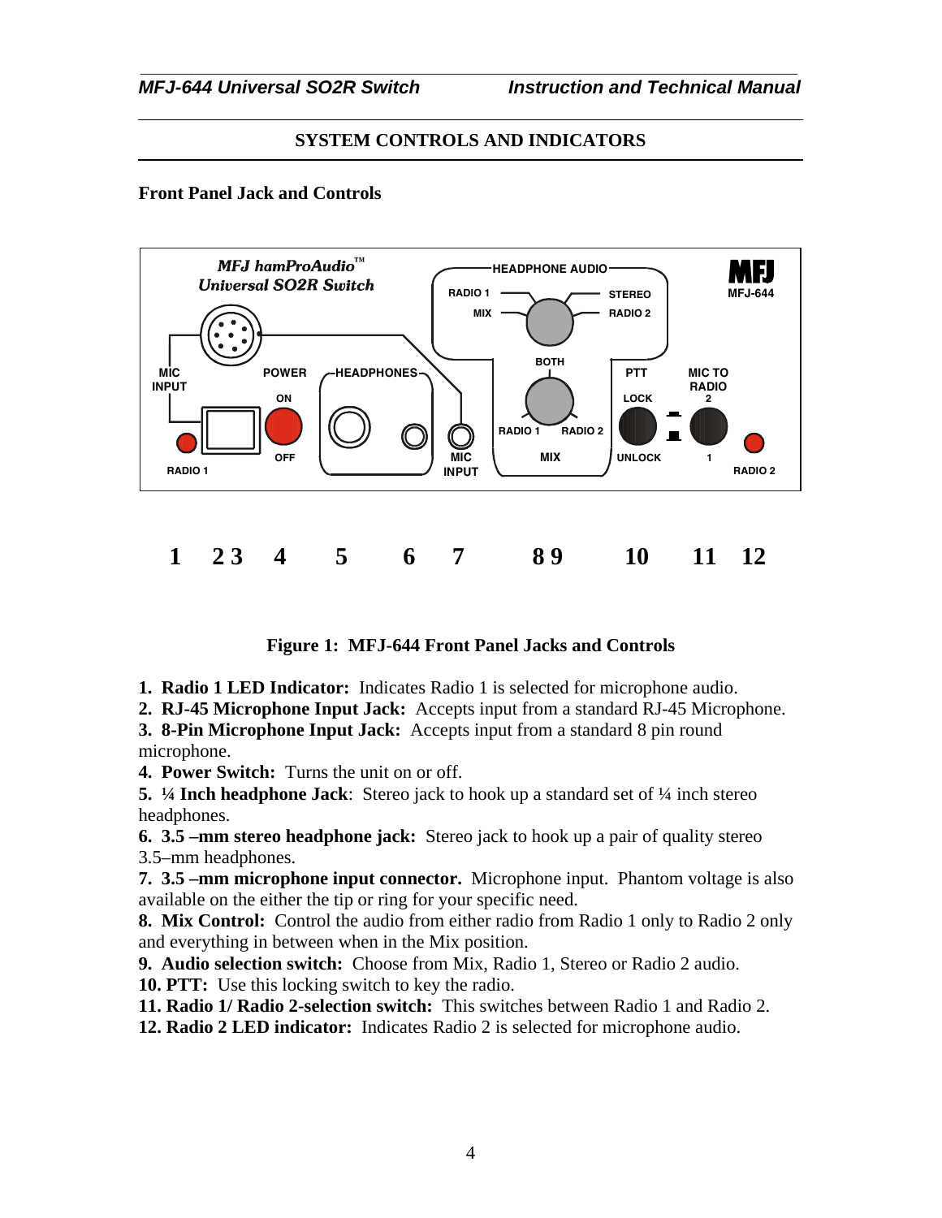## SYSTEM CONTROLS AND INDICATORS

### Front Panel Jack and Controls

**Figure 1: MFJ-644 Front Panel Jacks and Controls**

**1. Radio 1 LED Indicator:** Indicates Radio 1 is selected for microphone audio.
**2. RJ-45 Microphone Input Jack:** Accepts input from a standard RJ-45 Microphone.
**3. 8-Pin Microphone Input Jack:** Accepts input from a standard 8 pin round microphone.
**4. Power Switch:** Turns the unit on or off.
**5. ¼ Inch headphone Jack**: Stereo jack to hook up a standard set of ¼ inch stereo headphones.
**6. 3.5 –mm stereo headphone jack:** Stereo jack to hook up a pair of quality stereo 3.5–mm headphones.
**7. 3.5 –mm microphone input connector.** Microphone input. Phantom voltage is also available on the either the tip or ring for your specific need.
**8. Mix Control:** Control the audio from either radio from Radio 1 only to Radio 2 only and everything in between when in the Mix position.
**9. Audio selection switch:** Choose from Mix, Radio 1, Stereo or Radio 2 audio.
**10. PTT:** Use this locking switch to key the radio.
**11. Radio 1/ Radio 2-selection switch:** This switches between Radio 1 and Radio 2.
**12. Radio 2 LED indicator:** Indicates Radio 2 is selected for microphone audio.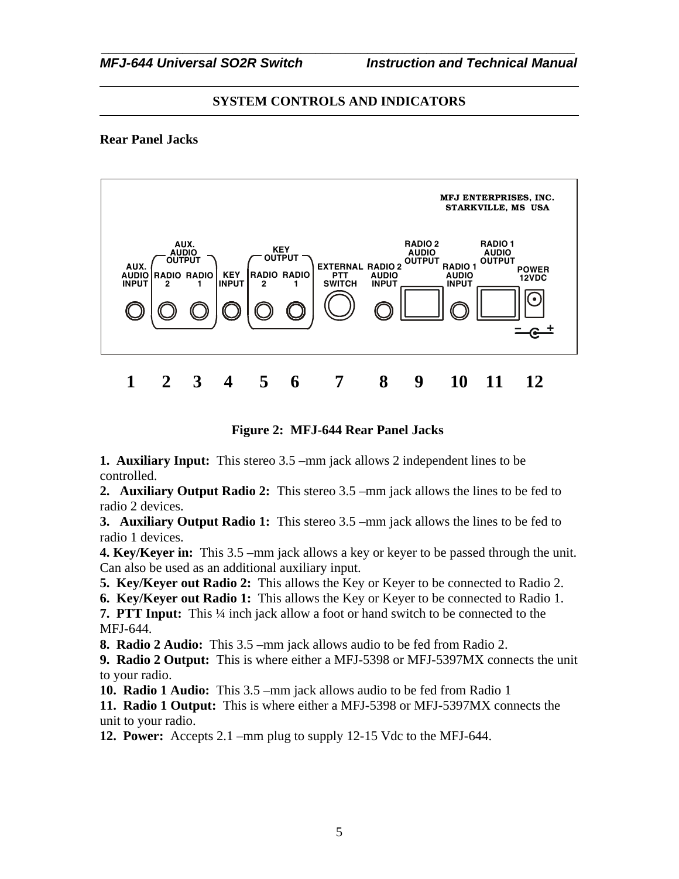## SYSTEM CONTROLS AND INDICATORS

### Rear Panel Jacks

MFJ ENTERPRISES, INC.
STARKVILLE, MS USA

AUX. AUDIO INPUT | AUX. AUDIO OUTPUT RADIO 2, RADIO 1 | KEY INPUT | KEY OUTPUT RADIO 2, RADIO 1 | EXTERNAL PTT SWITCH | RADIO 2 AUDIO INPUT | RADIO 2 AUDIO OUTPUT | RADIO 1 AUDIO INPUT | RADIO 1 AUDIO OUTPUT | POWER 12VDC

1 2 3 4 5 6 7 8 9 10 11 12

**Figure 2: MFJ-644 Rear Panel Jacks**

**1. Auxiliary Input:** This stereo 3.5 –mm jack allows 2 independent lines to be controlled.
**2. Auxiliary Output Radio 2:** This stereo 3.5 –mm jack allows the lines to be fed to radio 2 devices.
**3. Auxiliary Output Radio 1:** This stereo 3.5 –mm jack allows the lines to be fed to radio 1 devices.
**4. Key/Keyer in:** This 3.5 –mm jack allows a key or keyer to be passed through the unit. Can also be used as an additional auxiliary input.
**5. Key/Keyer out Radio 2:** This allows the Key or Keyer to be connected to Radio 2.
**6. Key/Keyer out Radio 1:** This allows the Key or Keyer to be connected to Radio 1.
**7. PTT Input:** This ¼ inch jack allow a foot or hand switch to be connected to the MFJ-644.
**8. Radio 2 Audio:** This 3.5 –mm jack allows audio to be fed from Radio 2.
**9. Radio 2 Output:** This is where either a MFJ-5398 or MFJ-5397MX connects the unit to your radio.
**10. Radio 1 Audio:** This 3.5 –mm jack allows audio to be fed from Radio 1
**11. Radio 1 Output:** This is where either a MFJ-5398 or MFJ-5397MX connects the unit to your radio.
**12. Power:** Accepts 2.1 –mm plug to supply 12-15 Vdc to the MFJ-644.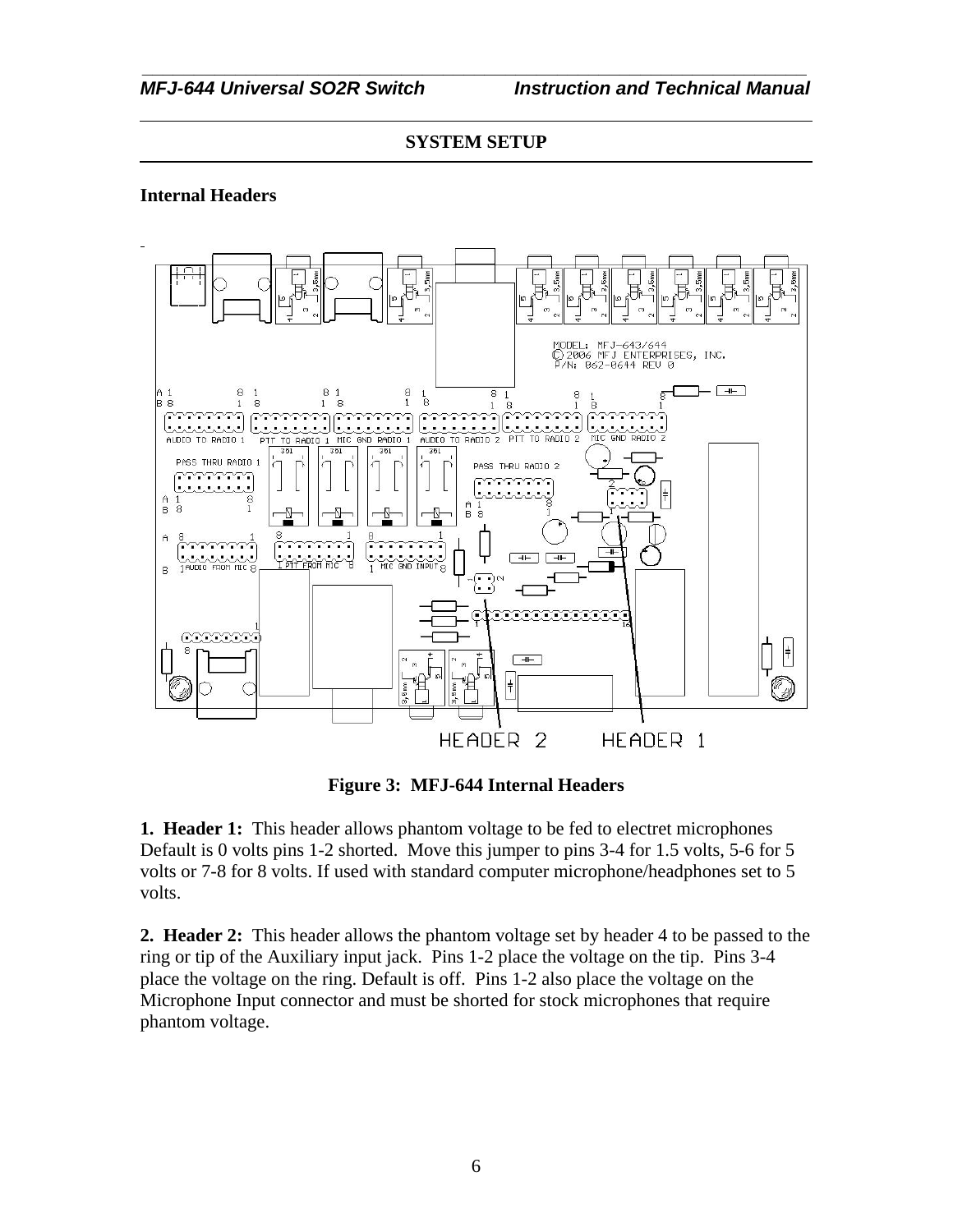## SYSTEM SETUP

### Internal Headers

**Figure 3: MFJ-644 Internal Headers**

**1. Header 1:** This header allows phantom voltage to be fed to electret microphones Default is 0 volts pins 1-2 shorted. Move this jumper to pins 3-4 for 1.5 volts, 5-6 for 5 volts or 7-8 for 8 volts. If used with standard computer microphone/headphones set to 5 volts.

**2. Header 2:** This header allows the phantom voltage set by header 4 to be passed to the ring or tip of the Auxiliary input jack. Pins 1-2 place the voltage on the tip. Pins 3-4 place the voltage on the ring. Default is off. Pins 1-2 also place the voltage on the Microphone Input connector and must be shorted for stock microphones that require phantom voltage.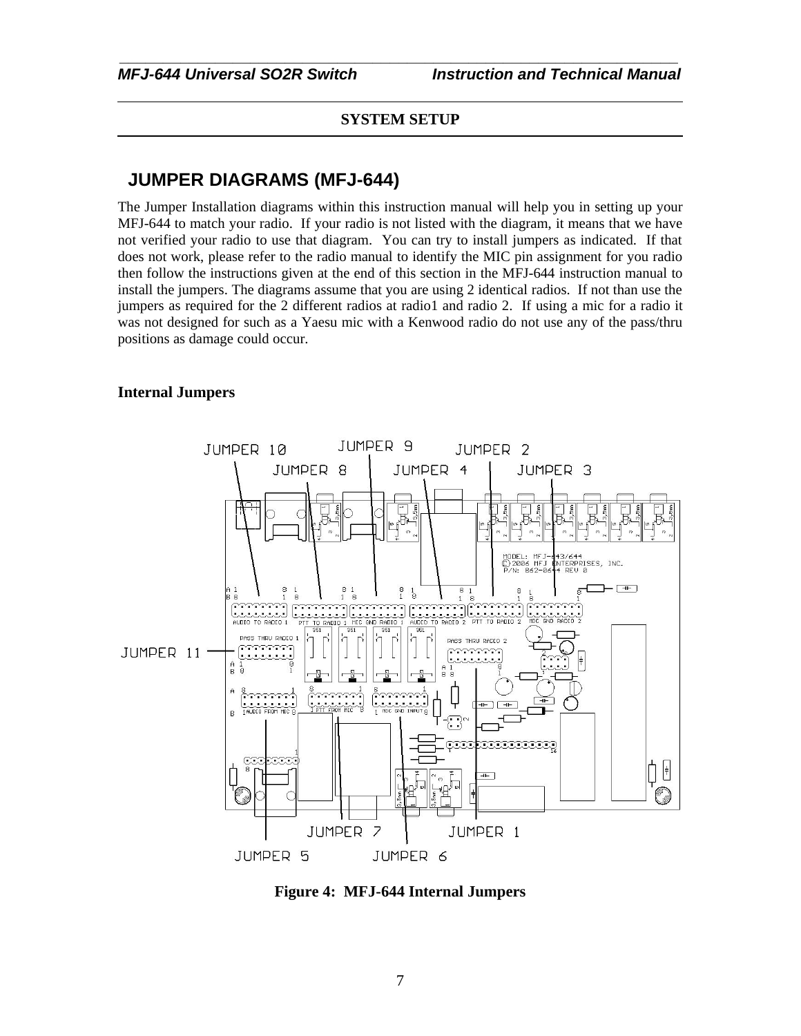## SYSTEM SETUP

## JUMPER DIAGRAMS (MFJ-644)

The Jumper Installation diagrams within this instruction manual will help you in setting up your MFJ-644 to match your radio. If your radio is not listed with the diagram, it means that we have not verified your radio to use that diagram. You can try to install jumpers as indicated. If that does not work, please refer to the radio manual to identify the MIC pin assignment for you radio then follow the instructions given at the end of this section in the MFJ-644 instruction manual to install the jumpers. The diagrams assume that you are using 2 identical radios. If not than use the jumpers as required for the 2 different radios at radio1 and radio 2. If using a mic for a radio it was not designed for such as a Yaesu mic with a Kenwood radio do not use any of the pass/thru positions as damage could occur.

### Internal Jumpers

**Figure 4: MFJ-644 Internal Jumpers**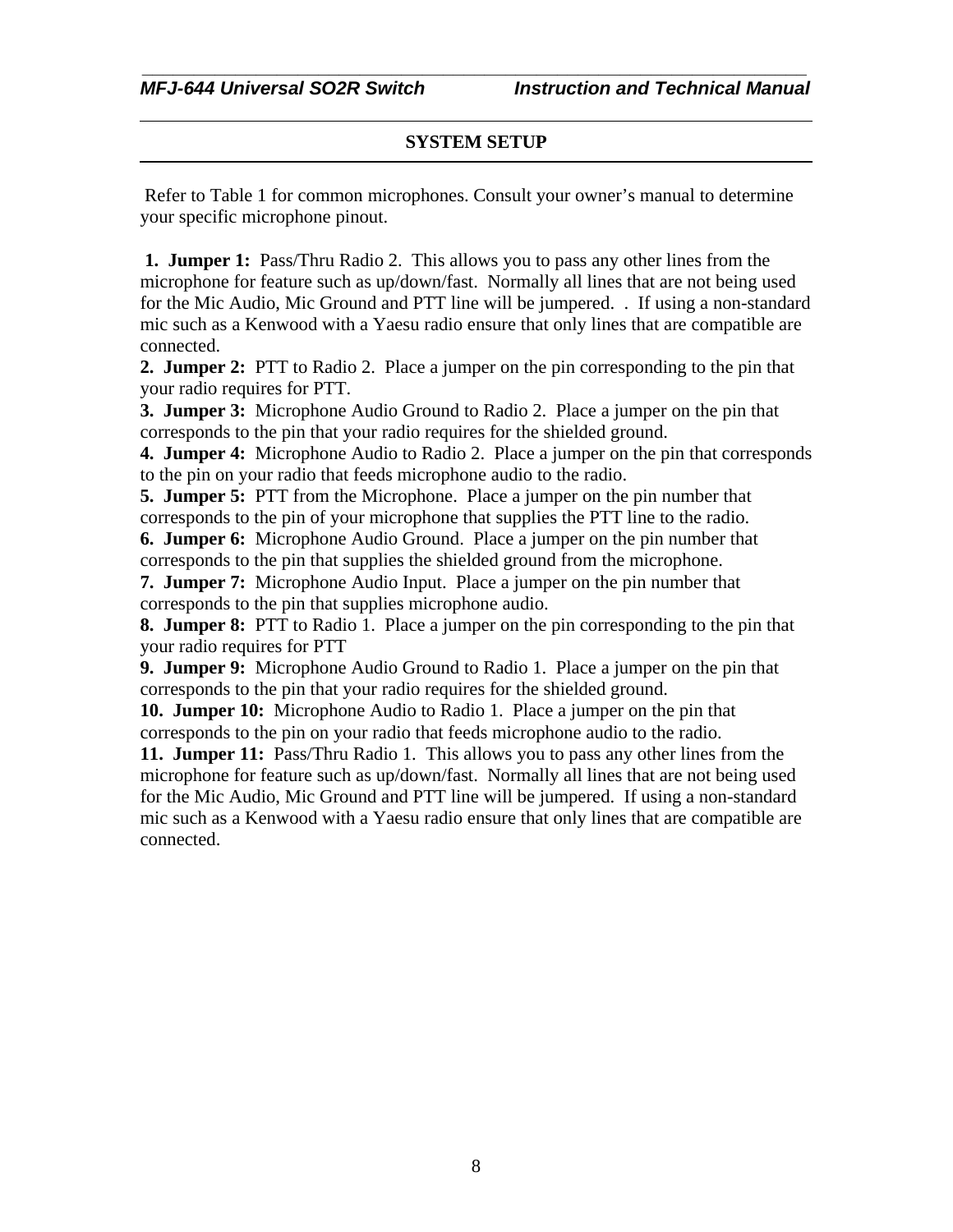## SYSTEM SETUP

Refer to Table 1 for common microphones. Consult your owner's manual to determine your specific microphone pinout.

1. **Jumper 1:** Pass/Thru Radio 2. This allows you to pass any other lines from the microphone for feature such as up/down/fast. Normally all lines that are not being used for the Mic Audio, Mic Ground and PTT line will be jumpered. . If using a non-standard mic such as a Kenwood with a Yaesu radio ensure that only lines that are compatible are connected.
2. **Jumper 2:** PTT to Radio 2. Place a jumper on the pin corresponding to the pin that your radio requires for PTT.
3. **Jumper 3:** Microphone Audio Ground to Radio 2. Place a jumper on the pin that corresponds to the pin that your radio requires for the shielded ground.
4. **Jumper 4:** Microphone Audio to Radio 2. Place a jumper on the pin that corresponds to the pin on your radio that feeds microphone audio to the radio.
5. **Jumper 5:** PTT from the Microphone. Place a jumper on the pin number that corresponds to the pin of your microphone that supplies the PTT line to the radio.
6. **Jumper 6:** Microphone Audio Ground. Place a jumper on the pin number that corresponds to the pin that supplies the shielded ground from the microphone.
7. **Jumper 7:** Microphone Audio Input. Place a jumper on the pin number that corresponds to the pin that supplies microphone audio.
8. **Jumper 8:** PTT to Radio 1. Place a jumper on the pin corresponding to the pin that your radio requires for PTT
9. **Jumper 9:** Microphone Audio Ground to Radio 1. Place a jumper on the pin that corresponds to the pin that your radio requires for the shielded ground.
10. **Jumper 10:** Microphone Audio to Radio 1. Place a jumper on the pin that corresponds to the pin on your radio that feeds microphone audio to the radio.
11. **Jumper 11:** Pass/Thru Radio 1. This allows you to pass any other lines from the microphone for feature such as up/down/fast. Normally all lines that are not being used for the Mic Audio, Mic Ground and PTT line will be jumpered. If using a non-standard mic such as a Kenwood with a Yaesu radio ensure that only lines that are compatible are connected.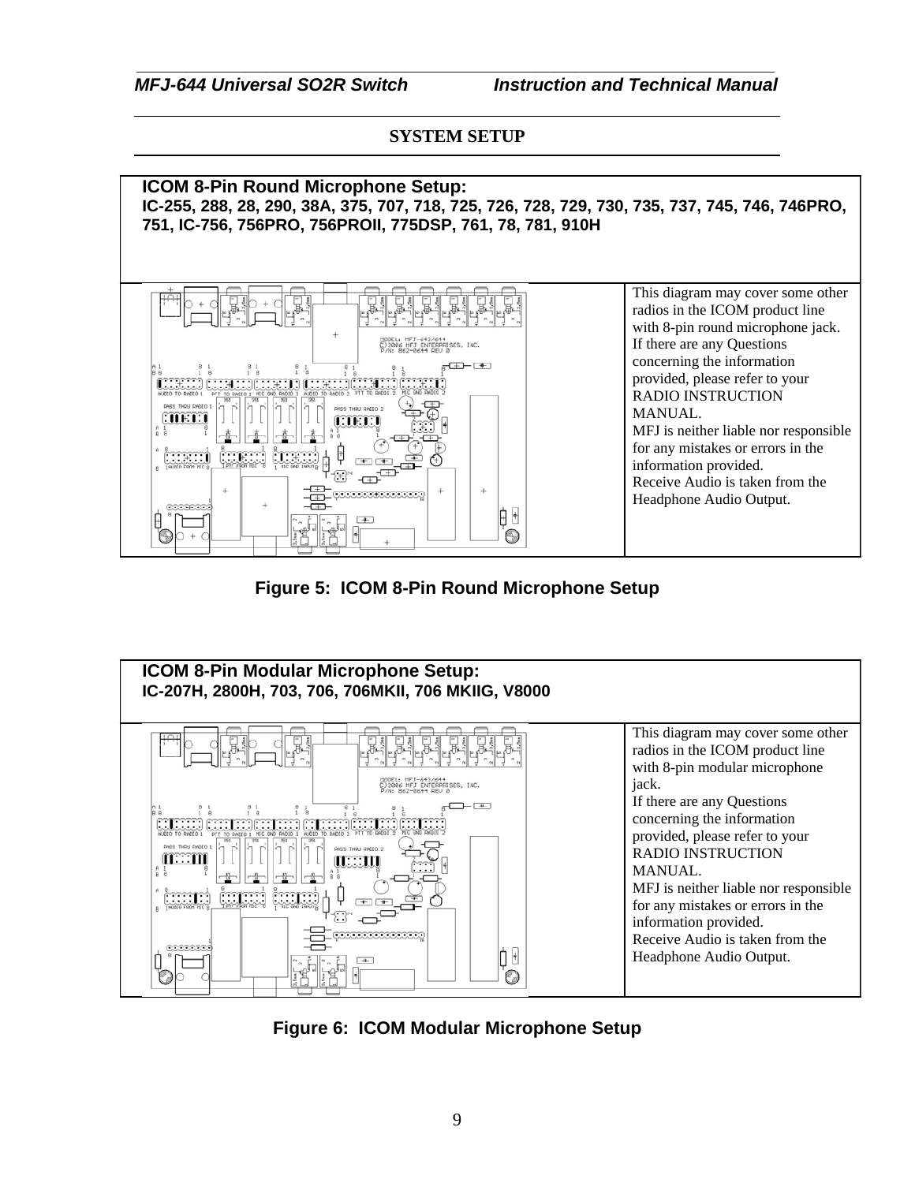## SYSTEM SETUP

**ICOM 8-Pin Round Microphone Setup:**
**IC-255, 288, 28, 290, 38A, 375, 707, 718, 725, 726, 728, 729, 730, 735, 737, 745, 746, 746PRO, 751, IC-756, 756PRO, 756PROII, 775DSP, 761, 78, 781, 910H**

This diagram may cover some other radios in the ICOM product line with 8-pin round microphone jack.
If there are any Questions concerning the information provided, please refer to your RADIO INSTRUCTION MANUAL.
MFJ is neither liable nor responsible for any mistakes or errors in the information provided.
Receive Audio is taken from the Headphone Audio Output.

**Figure 5: ICOM 8-Pin Round Microphone Setup**

**ICOM 8-Pin Modular Microphone Setup:**
**IC-207H, 2800H, 703, 706, 706MKII, 706 MKIIG, V8000**

This diagram may cover some other radios in the ICOM product line with 8-pin modular microphone jack.
If there are any Questions concerning the information provided, please refer to your RADIO INSTRUCTION MANUAL.
MFJ is neither liable nor responsible for any mistakes or errors in the information provided.
Receive Audio is taken from the Headphone Audio Output.

**Figure 6: ICOM Modular Microphone Setup**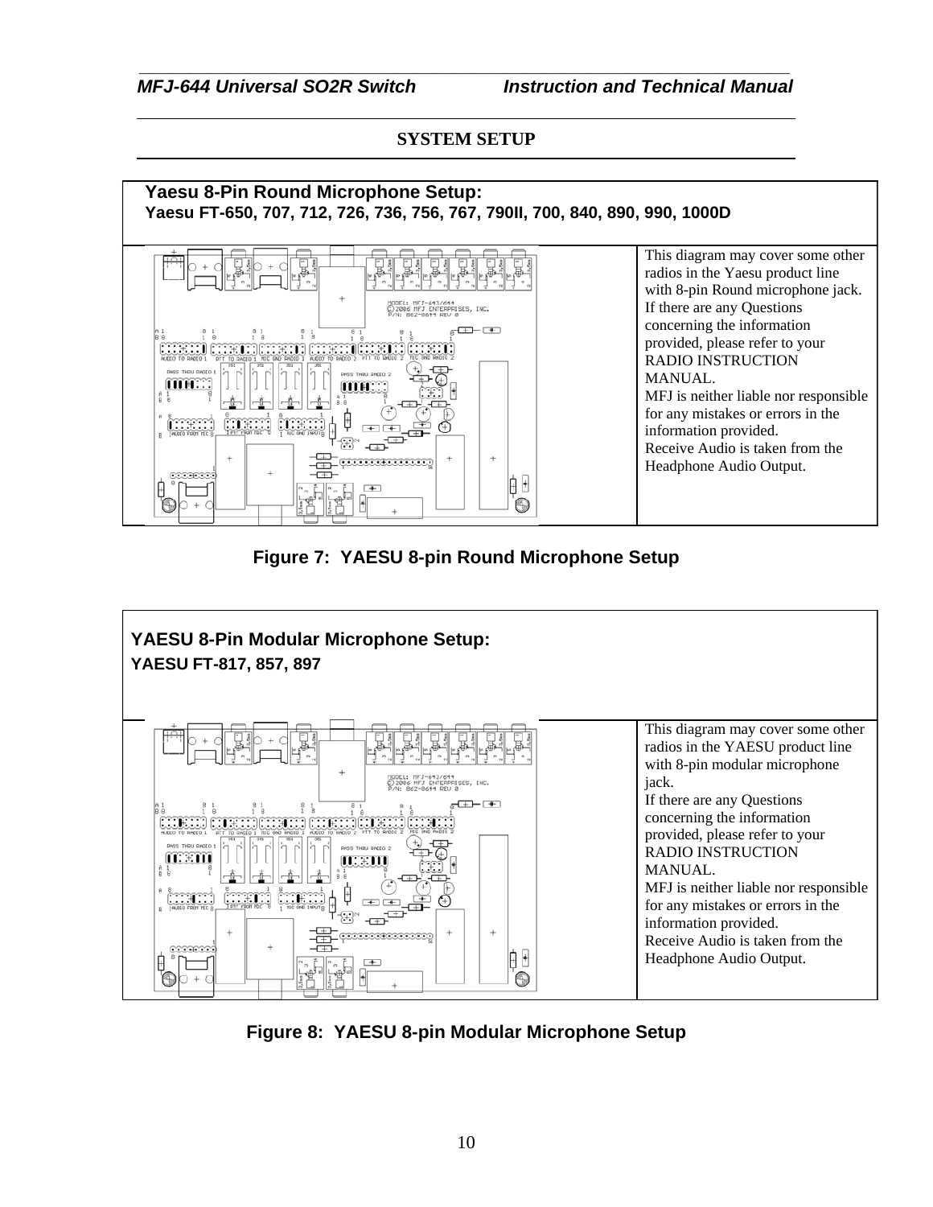## SYSTEM SETUP

**Yaesu 8-Pin Round Microphone Setup:**
**Yaesu FT-650, 707, 712, 726, 736, 756, 767, 790II, 700, 840, 890, 990, 1000D**

This diagram may cover some other radios in the Yaesu product line with 8-pin Round microphone jack. If there are any Questions concerning the information provided, please refer to your RADIO INSTRUCTION MANUAL.
MFJ is neither liable nor responsible for any mistakes or errors in the information provided.
Receive Audio is taken from the Headphone Audio Output.

**Figure 7: YAESU 8-pin Round Microphone Setup**

**YAESU 8-Pin Modular Microphone Setup:**
**YAESU FT-817, 857, 897**

This diagram may cover some other radios in the YAESU product line with 8-pin modular microphone jack.
If there are any Questions concerning the information provided, please refer to your RADIO INSTRUCTION MANUAL.
MFJ is neither liable nor responsible for any mistakes or errors in the information provided.
Receive Audio is taken from the Headphone Audio Output.

**Figure 8: YAESU 8-pin Modular Microphone Setup**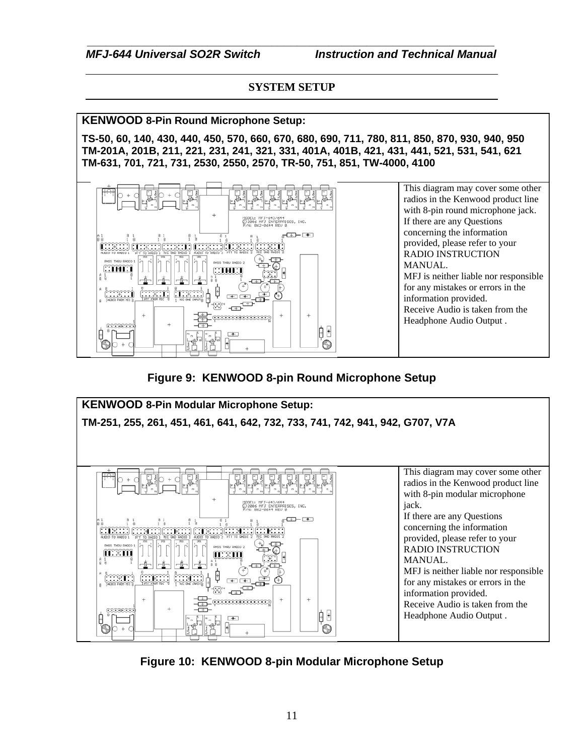## SYSTEM SETUP

**KENWOOD 8-Pin Round Microphone Setup:**

**TS-50, 60, 140, 430, 440, 450, 570, 660, 670, 680, 690, 711, 780, 811, 850, 870, 930, 940, 950 TM-201A, 201B, 211, 221, 231, 241, 321, 331, 401A, 401B, 421, 431, 441, 521, 531, 541, 621 TM-631, 701, 721, 731, 2530, 2550, 2570, TR-50, 751, 851, TW-4000, 4100**

This diagram may cover some other radios in the Kenwood product line with 8-pin round microphone jack.
If there are any Questions concerning the information provided, please refer to your RADIO INSTRUCTION MANUAL.
MFJ is neither liable nor responsible for any mistakes or errors in the information provided.
Receive Audio is taken from the Headphone Audio Output .

**Figure 9: KENWOOD 8-pin Round Microphone Setup**

**KENWOOD 8-Pin Modular Microphone Setup:**

**TM-251, 255, 261, 451, 461, 641, 642, 732, 733, 741, 742, 941, 942, G707, V7A**

This diagram may cover some other radios in the Kenwood product line with 8-pin modular microphone jack.
If there are any Questions concerning the information provided, please refer to your RADIO INSTRUCTION MANUAL.
MFJ is neither liable nor responsible for any mistakes or errors in the information provided.
Receive Audio is taken from the Headphone Audio Output .

**Figure 10: KENWOOD 8-pin Modular Microphone Setup**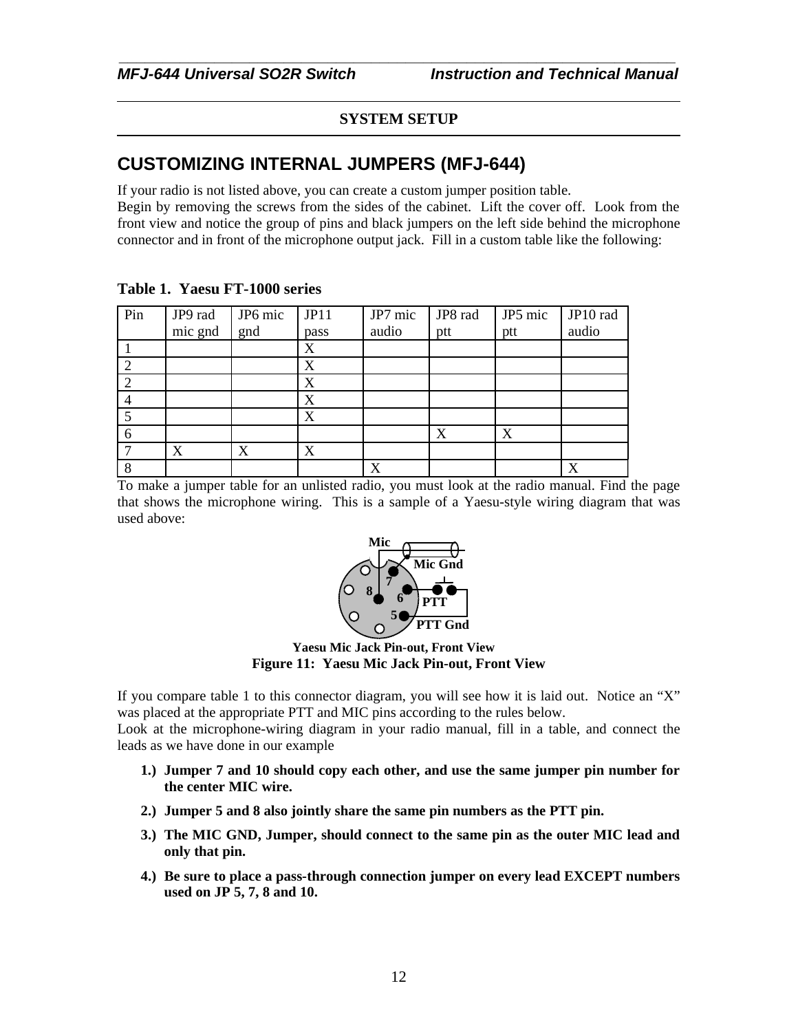## SYSTEM SETUP

# CUSTOMIZING INTERNAL JUMPERS (MFJ-644)

If your radio is not listed above, you can create a custom jumper position table.
Begin by removing the screws from the sides of the cabinet. Lift the cover off. Look from the front view and notice the group of pins and black jumpers on the left side behind the microphone connector and in front of the microphone output jack. Fill in a custom table like the following:

**Table 1. Yaesu FT-1000 series**

| Pin | JP9 rad mic gnd | JP6 mic gnd | JP11 pass | JP7 mic audio | JP8 rad ptt | JP5 mic ptt | JP10 rad audio |
|---|---|---|---|---|---|---|---|
| 1 | | | X | | | | |
| 2 | | | X | | | | |
| 2 | | | X | | | | |
| 4 | | | X | | | | |
| 5 | | | X | | | | |
| 6 | | | | | X | X | |
| 7 | X | X | X | | | | |
| 8 | | | | X | | | X |

To make a jumper table for an unlisted radio, you must look at the radio manual. Find the page that shows the microphone wiring. This is a sample of a Yaesu-style wiring diagram that was used above:

Mic
Mic Gnd
7
8
6
PTT
5
PTT Gnd

Yaesu Mic Jack Pin-out, Front View

**Figure 11: Yaesu Mic Jack Pin-out, Front View**

If you compare table 1 to this connector diagram, you will see how it is laid out. Notice an "X" was placed at the appropriate PTT and MIC pins according to the rules below.
Look at the microphone-wiring diagram in your radio manual, fill in a table, and connect the leads as we have done in our example

1.) **Jumper 7 and 10 should copy each other, and use the same jumper pin number for the center MIC wire.**
2.) **Jumper 5 and 8 also jointly share the same pin numbers as the PTT pin.**
3.) **The MIC GND, Jumper, should connect to the same pin as the outer MIC lead and only that pin.**
4.) **Be sure to place a pass-through connection jumper on every lead EXCEPT numbers used on JP 5, 7, 8 and 10.**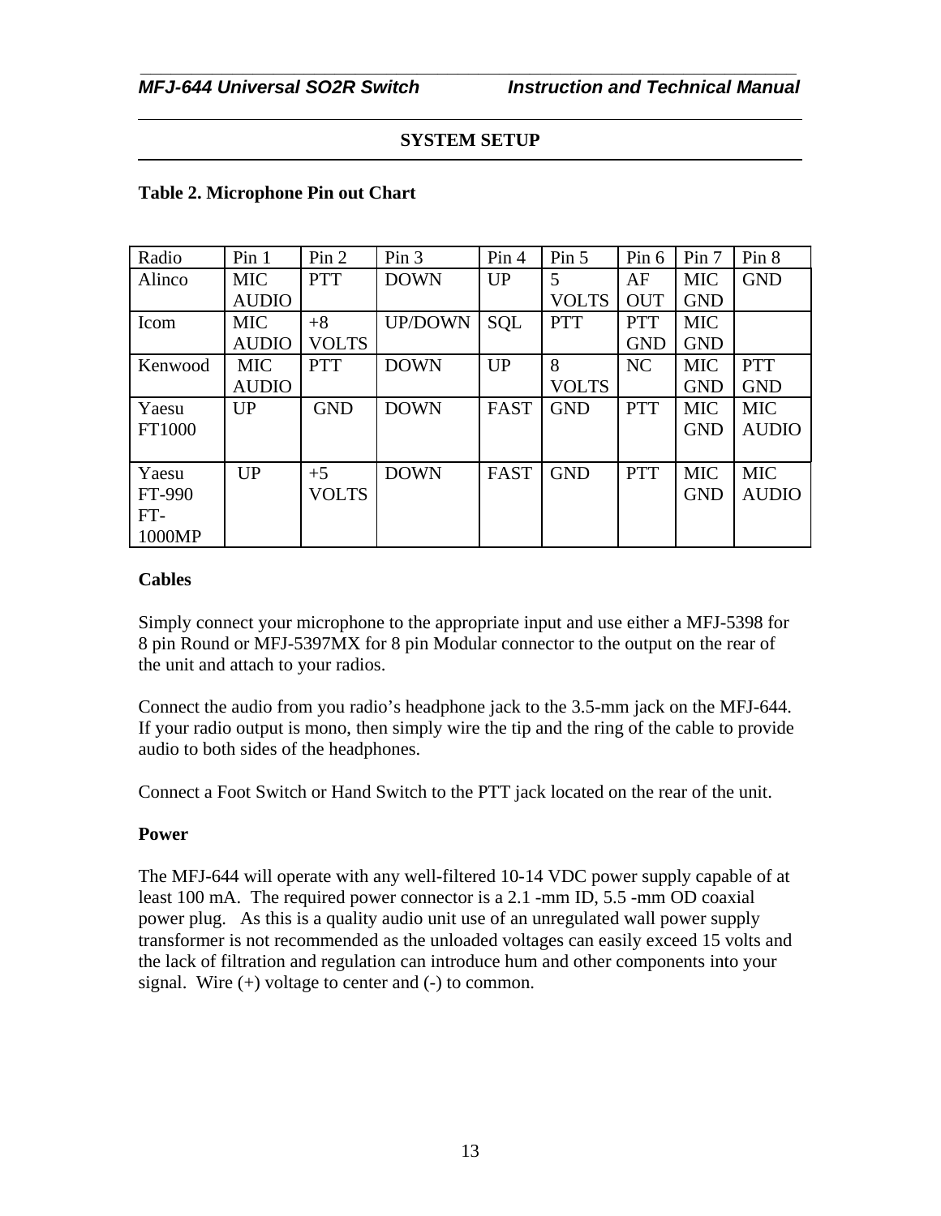## SYSTEM SETUP

**Table 2. Microphone Pin out Chart**

| Radio | Pin 1 | Pin 2 | Pin 3 | Pin 4 | Pin 5 | Pin 6 | Pin 7 | Pin 8 |
|---|---|---|---|---|---|---|---|---|
| Alinco | MIC AUDIO | PTT | DOWN | UP | 5 VOLTS | AF OUT | MIC GND | GND |
| Icom | MIC AUDIO | +8 VOLTS | UP/DOWN | SQL | PTT | PTT GND | MIC GND | |
| Kenwood | MIC AUDIO | PTT | DOWN | UP | 8 VOLTS | NC | MIC GND | PTT GND |
| Yaesu FT1000 | UP | GND | DOWN | FAST | GND | PTT | MIC GND | MIC AUDIO |
| Yaesu FT-990 FT-1000MP | UP | +5 VOLTS | DOWN | FAST | GND | PTT | MIC GND | MIC AUDIO |

**Cables**

Simply connect your microphone to the appropriate input and use either a MFJ-5398 for 8 pin Round or MFJ-5397MX for 8 pin Modular connector to the output on the rear of the unit and attach to your radios.

Connect the audio from you radio's headphone jack to the 3.5-mm jack on the MFJ-644. If your radio output is mono, then simply wire the tip and the ring of the cable to provide audio to both sides of the headphones.

Connect a Foot Switch or Hand Switch to the PTT jack located on the rear of the unit.

**Power**

The MFJ-644 will operate with any well-filtered 10-14 VDC power supply capable of at least 100 mA. The required power connector is a 2.1 -mm ID, 5.5 -mm OD coaxial power plug. As this is a quality audio unit use of an unregulated wall power supply transformer is not recommended as the unloaded voltages can easily exceed 15 volts and the lack of filtration and regulation can introduce hum and other components into your signal. Wire (+) voltage to center and (-) to common.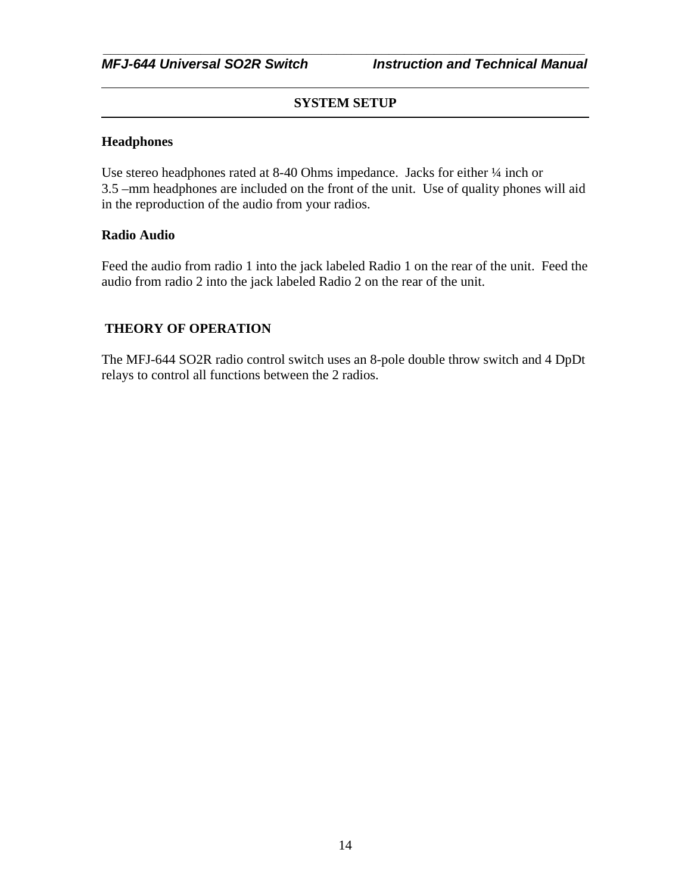## SYSTEM SETUP

### Headphones

Use stereo headphones rated at 8-40 Ohms impedance. Jacks for either ¼ inch or 3.5 –mm headphones are included on the front of the unit. Use of quality phones will aid in the reproduction of the audio from your radios.

### Radio Audio

Feed the audio from radio 1 into the jack labeled Radio 1 on the rear of the unit. Feed the audio from radio 2 into the jack labeled Radio 2 on the rear of the unit.

## THEORY OF OPERATION

The MFJ-644 SO2R radio control switch uses an 8-pole double throw switch and 4 DpDt relays to control all functions between the 2 radios.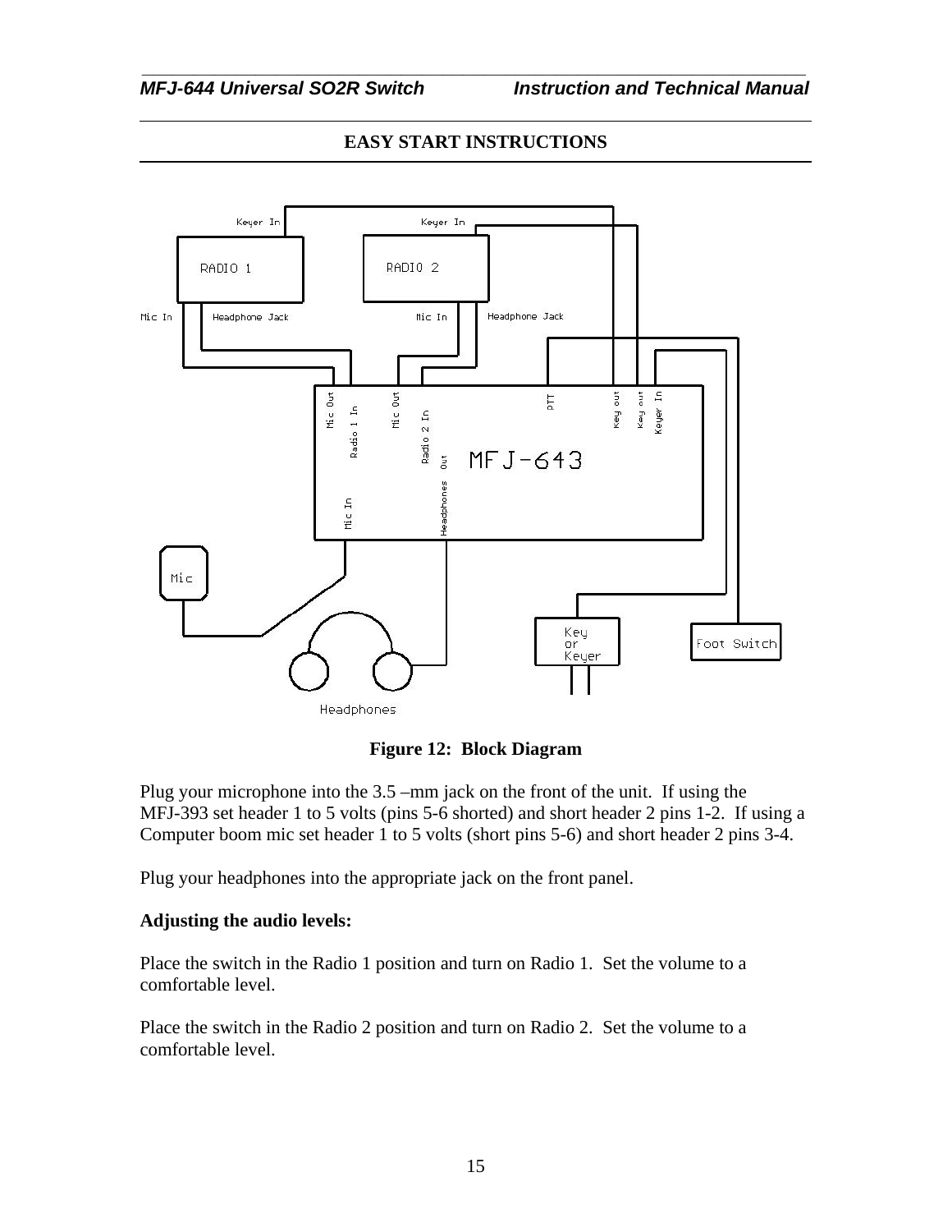## EASY START INSTRUCTIONS

Figure 12: Block Diagram

Plug your microphone into the 3.5 –mm jack on the front of the unit. If using the MFJ-393 set header 1 to 5 volts (pins 5-6 shorted) and short header 2 pins 1-2. If using a Computer boom mic set header 1 to 5 volts (short pins 5-6) and short header 2 pins 3-4.

Plug your headphones into the appropriate jack on the front panel.

**Adjusting the audio levels:**

Place the switch in the Radio 1 position and turn on Radio 1. Set the volume to a comfortable level.

Place the switch in the Radio 2 position and turn on Radio 2. Set the volume to a comfortable level.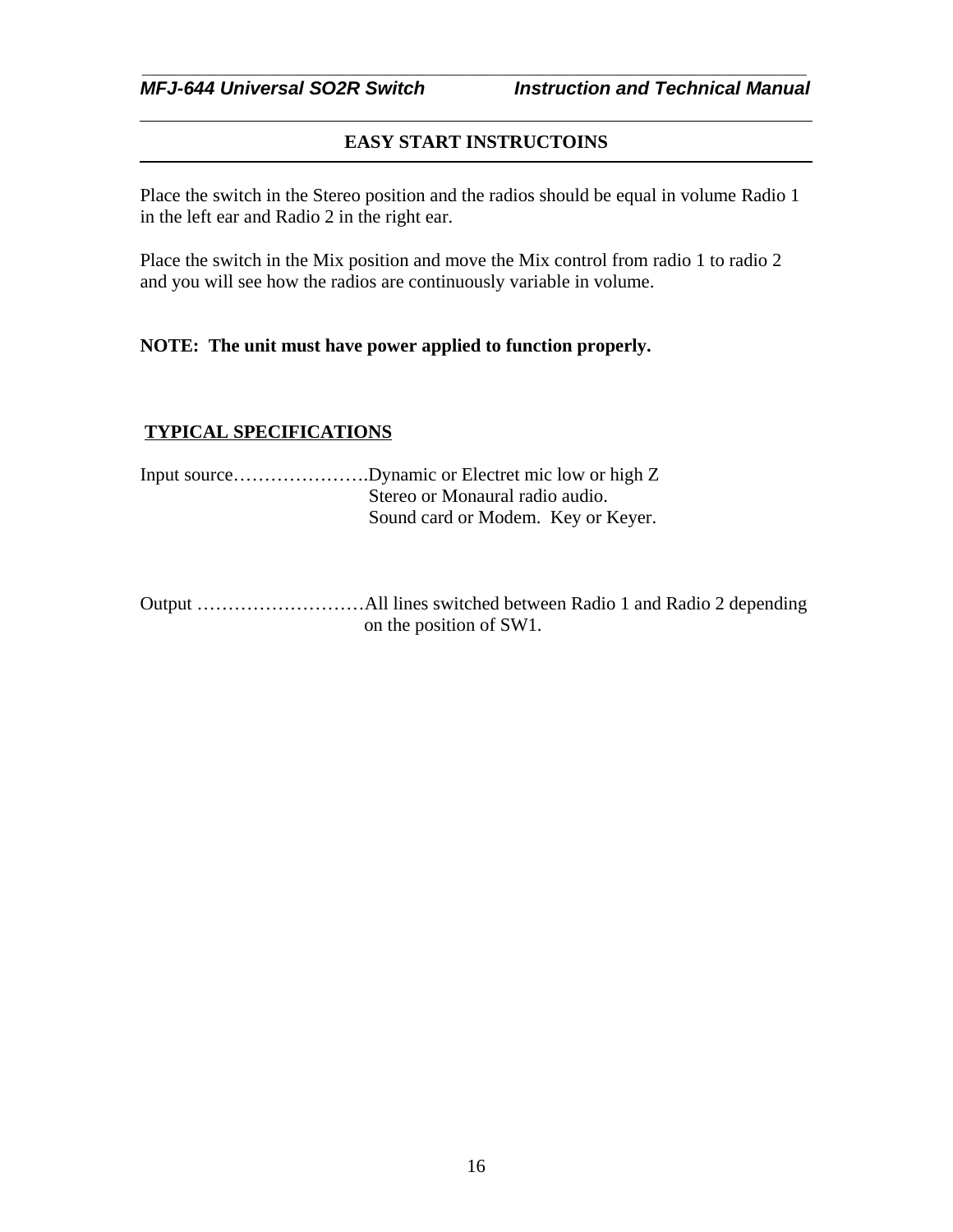## EASY START INSTRUCTOINS

Place the switch in the Stereo position and the radios should be equal in volume Radio 1 in the left ear and Radio 2 in the right ear.

Place the switch in the Mix position and move the Mix control from radio 1 to radio 2 and you will see how the radios are continuously variable in volume.

**NOTE: The unit must have power applied to function properly.**

## TYPICAL SPECIFICATIONS

Input source………………….Dynamic or Electret mic low or high Z
Stereo or Monaural radio audio.
Sound card or Modem. Key or Keyer.

Output ………………………All lines switched between Radio 1 and Radio 2 depending on the position of SW1.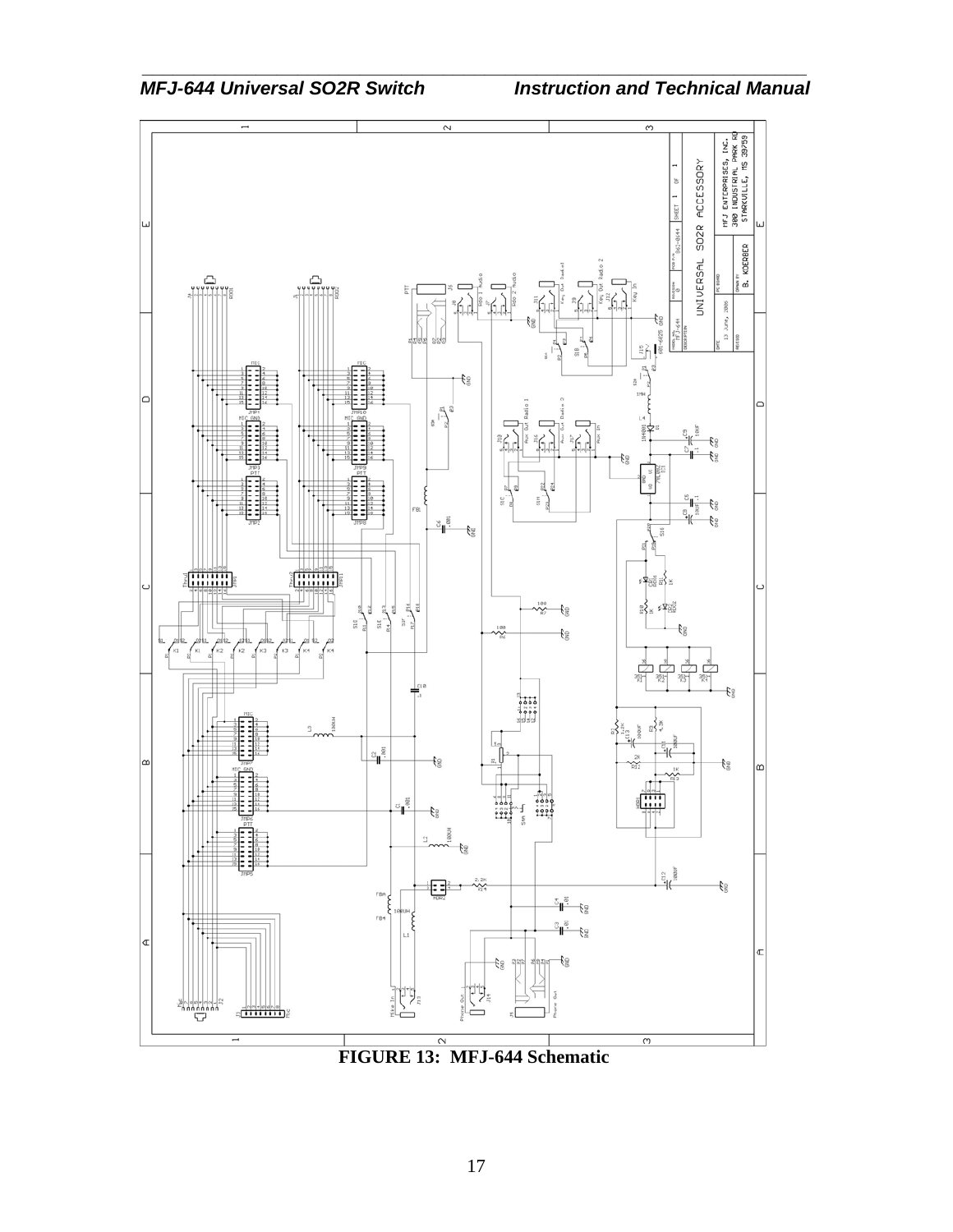**FIGURE 13: MFJ-644 Schematic**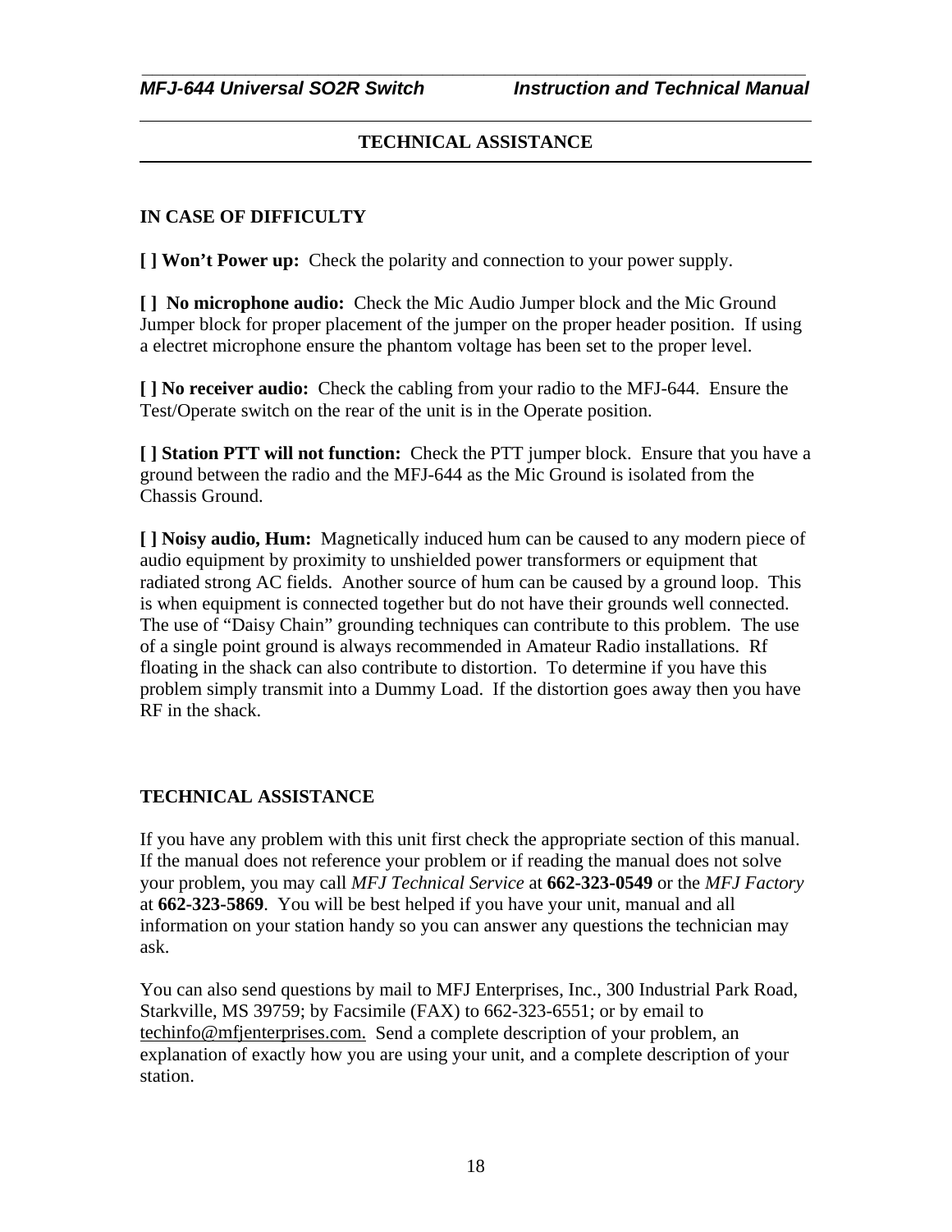## TECHNICAL ASSISTANCE

### IN CASE OF DIFFICULTY

**[ ] Won't Power up:** Check the polarity and connection to your power supply.

**[ ] No microphone audio:** Check the Mic Audio Jumper block and the Mic Ground Jumper block for proper placement of the jumper on the proper header position. If using a electret microphone ensure the phantom voltage has been set to the proper level.

**[ ] No receiver audio:** Check the cabling from your radio to the MFJ-644. Ensure the Test/Operate switch on the rear of the unit is in the Operate position.

**[ ] Station PTT will not function:** Check the PTT jumper block. Ensure that you have a ground between the radio and the MFJ-644 as the Mic Ground is isolated from the Chassis Ground.

**[ ] Noisy audio, Hum:** Magnetically induced hum can be caused to any modern piece of audio equipment by proximity to unshielded power transformers or equipment that radiated strong AC fields. Another source of hum can be caused by a ground loop. This is when equipment is connected together but do not have their grounds well connected. The use of "Daisy Chain" grounding techniques can contribute to this problem. The use of a single point ground is always recommended in Amateur Radio installations. Rf floating in the shack can also contribute to distortion. To determine if you have this problem simply transmit into a Dummy Load. If the distortion goes away then you have RF in the shack.

### TECHNICAL ASSISTANCE

If you have any problem with this unit first check the appropriate section of this manual. If the manual does not reference your problem or if reading the manual does not solve your problem, you may call *MFJ Technical Service* at **662-323-0549** or the *MFJ Factory* at **662-323-5869**. You will be best helped if you have your unit, manual and all information on your station handy so you can answer any questions the technician may ask.

You can also send questions by mail to MFJ Enterprises, Inc., 300 Industrial Park Road, Starkville, MS 39759; by Facsimile (FAX) to 662-323-6551; or by email to techinfo@mfjenterprises.com. Send a complete description of your problem, an explanation of exactly how you are using your unit, and a complete description of your station.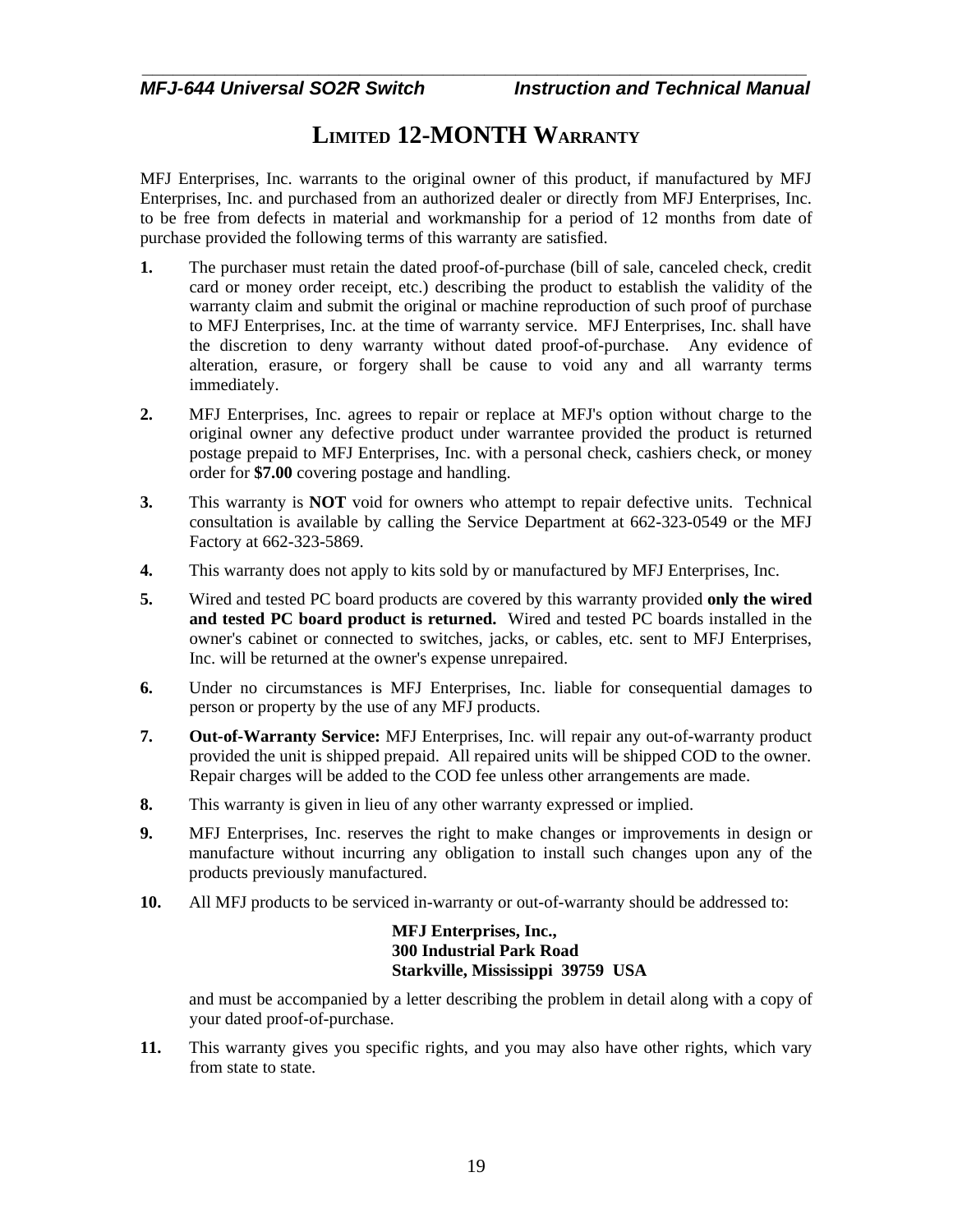# LIMITED 12-MONTH WARRANTY

MFJ Enterprises, Inc. warrants to the original owner of this product, if manufactured by MFJ Enterprises, Inc. and purchased from an authorized dealer or directly from MFJ Enterprises, Inc. to be free from defects in material and workmanship for a period of 12 months from date of purchase provided the following terms of this warranty are satisfied.

**1.** The purchaser must retain the dated proof-of-purchase (bill of sale, canceled check, credit card or money order receipt, etc.) describing the product to establish the validity of the warranty claim and submit the original or machine reproduction of such proof of purchase to MFJ Enterprises, Inc. at the time of warranty service. MFJ Enterprises, Inc. shall have the discretion to deny warranty without dated proof-of-purchase. Any evidence of alteration, erasure, or forgery shall be cause to void any and all warranty terms immediately.

**2.** MFJ Enterprises, Inc. agrees to repair or replace at MFJ's option without charge to the original owner any defective product under warrantee provided the product is returned postage prepaid to MFJ Enterprises, Inc. with a personal check, cashiers check, or money order for **$7.00** covering postage and handling.

**3.** This warranty is **NOT** void for owners who attempt to repair defective units. Technical consultation is available by calling the Service Department at 662-323-0549 or the MFJ Factory at 662-323-5869.

**4.** This warranty does not apply to kits sold by or manufactured by MFJ Enterprises, Inc.

**5.** Wired and tested PC board products are covered by this warranty provided **only the wired and tested PC board product is returned.** Wired and tested PC boards installed in the owner's cabinet or connected to switches, jacks, or cables, etc. sent to MFJ Enterprises, Inc. will be returned at the owner's expense unrepaired.

**6.** Under no circumstances is MFJ Enterprises, Inc. liable for consequential damages to person or property by the use of any MFJ products.

**7.** **Out-of-Warranty Service:** MFJ Enterprises, Inc. will repair any out-of-warranty product provided the unit is shipped prepaid. All repaired units will be shipped COD to the owner. Repair charges will be added to the COD fee unless other arrangements are made.

**8.** This warranty is given in lieu of any other warranty expressed or implied.

**9.** MFJ Enterprises, Inc. reserves the right to make changes or improvements in design or manufacture without incurring any obligation to install such changes upon any of the products previously manufactured.

**10.** All MFJ products to be serviced in-warranty or out-of-warranty should be addressed to:

**MFJ Enterprises, Inc.,**
**300 Industrial Park Road**
**Starkville, Mississippi 39759 USA**

and must be accompanied by a letter describing the problem in detail along with a copy of your dated proof-of-purchase.

**11.** This warranty gives you specific rights, and you may also have other rights, which vary from state to state.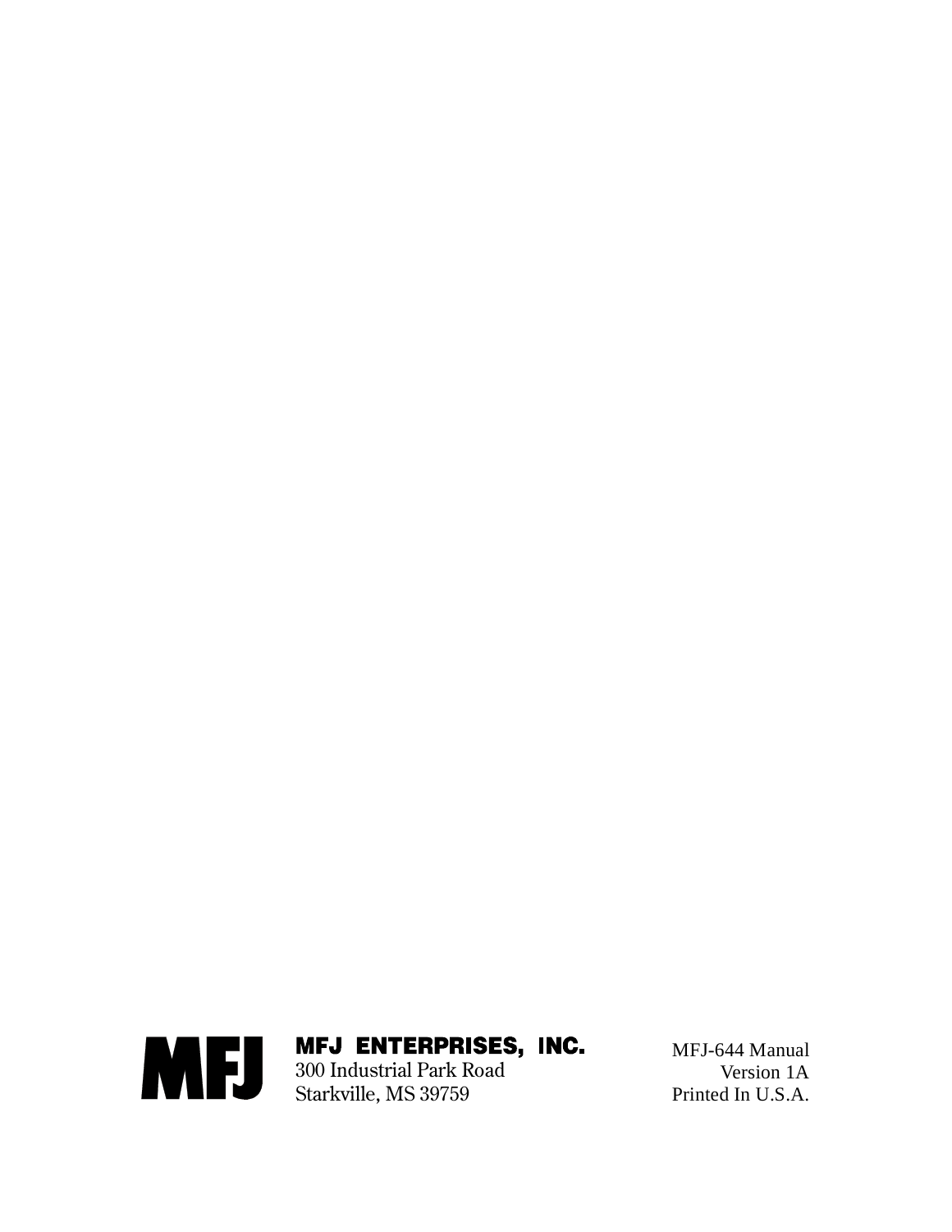MFJ

**MFJ ENTERPRISES, INC.**
300 Industrial Park Road
Starkville, MS 39759

MFJ-644 Manual
Version 1A
Printed In U.S.A.